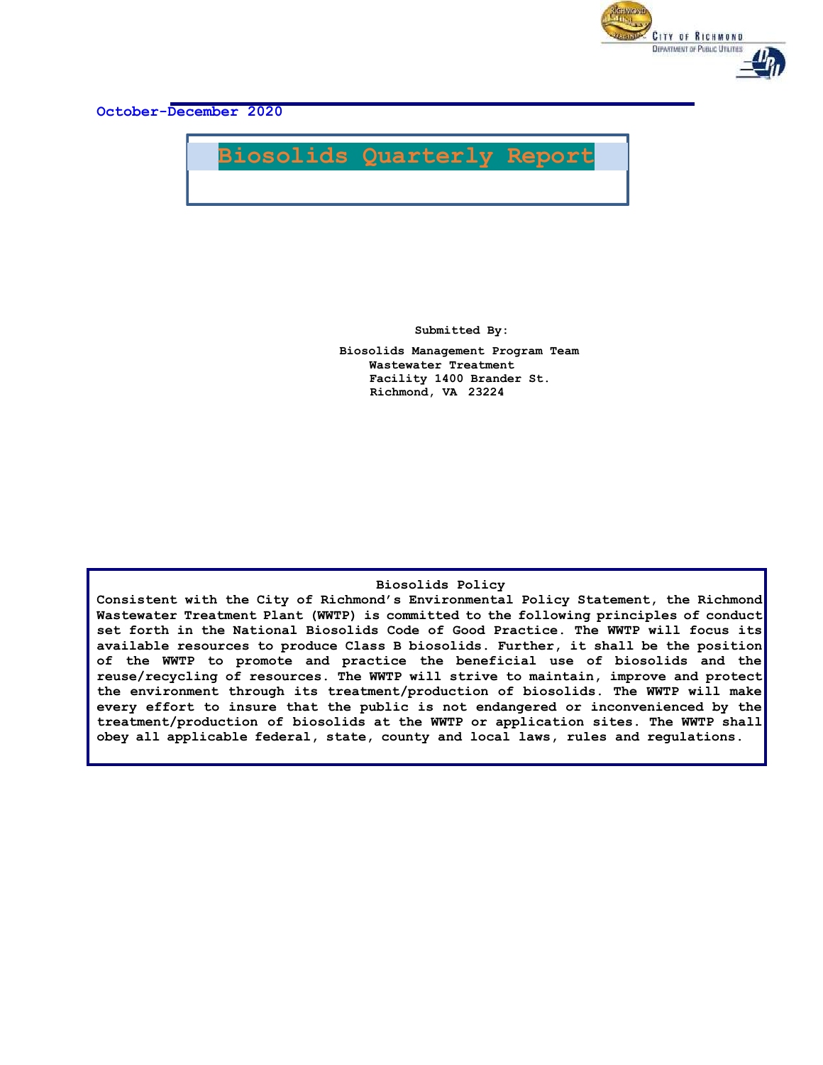City of Richmond
Department of Public Utilities

October-December 2020

# Biosolids Quarterly Report

**Submitted By:**

**Biosolids Management Program Team**
**Wastewater Treatment**
**Facility 1400 Brander St.**
**Richmond, VA 23224**

**Biosolids Policy**

**Consistent with the City of Richmond's Environmental Policy Statement, the Richmond Wastewater Treatment Plant (WWTP) is committed to the following principles of conduct set forth in the National Biosolids Code of Good Practice. The WWTP will focus its available resources to produce Class B biosolids. Further, it shall be the position of the WWTP to promote and practice the beneficial use of biosolids and the reuse/recycling of resources. The WWTP will strive to maintain, improve and protect the environment through its treatment/production of biosolids. The WWTP will make every effort to insure that the public is not endangered or inconvenienced by the treatment/production of biosolids at the WWTP or application sites. The WWTP shall obey all applicable federal, state, county and local laws, rules and regulations.**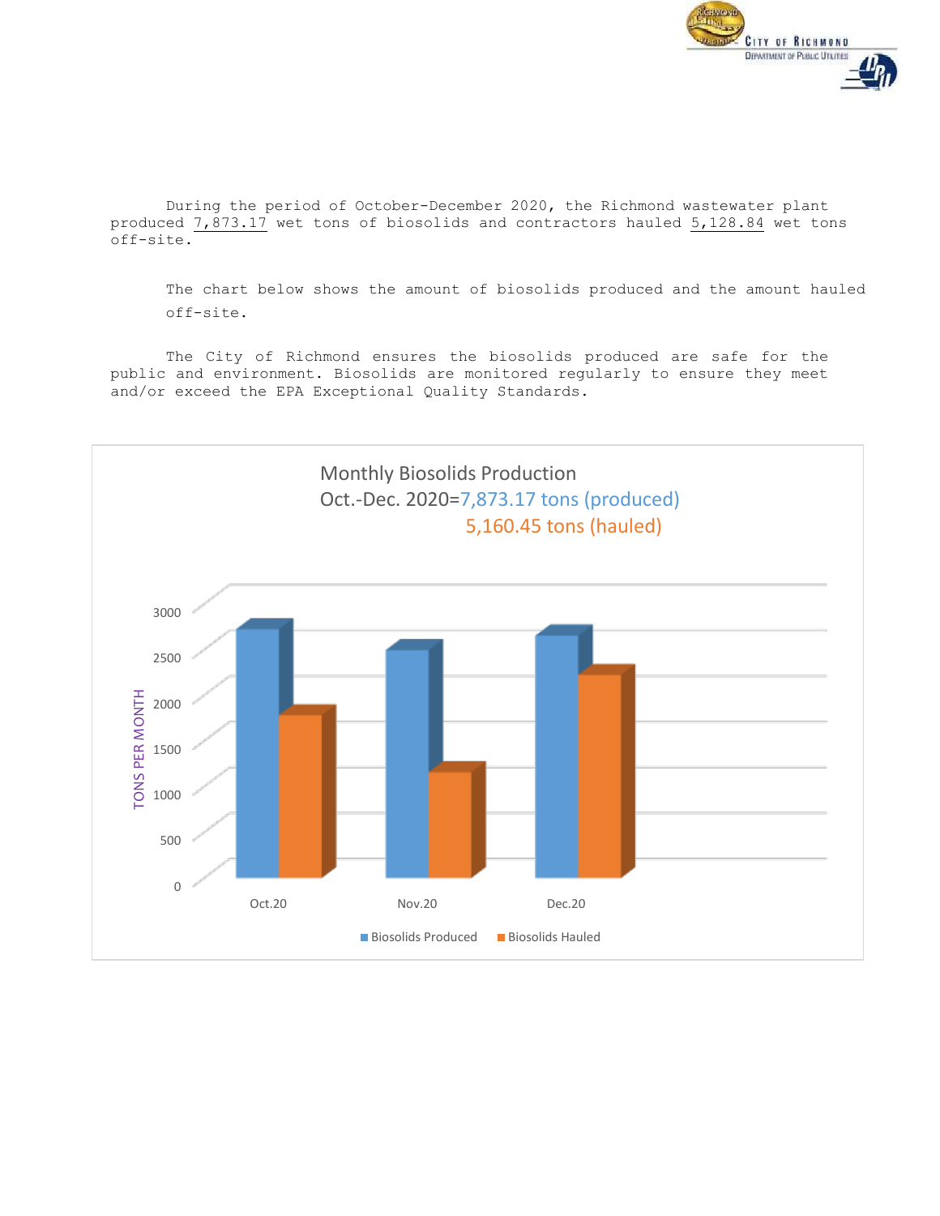During the period of October-December 2020, the Richmond wastewater plant produced 7,873.17 wet tons of biosolids and contractors hauled 5,128.84 wet tons off-site.

The chart below shows the amount of biosolids produced and the amount hauled off-site.

The City of Richmond ensures the biosolids produced are safe for the public and environment. Biosolids are monitored regularly to ensure they meet and/or exceed the EPA Exceptional Quality Standards.

Monthly Biosolids Production
Oct.-Dec. 2020=7,873.17 tons (produced)
5,160.45 tons (hauled)

TONS PER MONTH

3000
2500
2000
1500
1000
500
0

Oct.20 Nov.20 Dec.20

Biosolids Produced Biosolids Hauled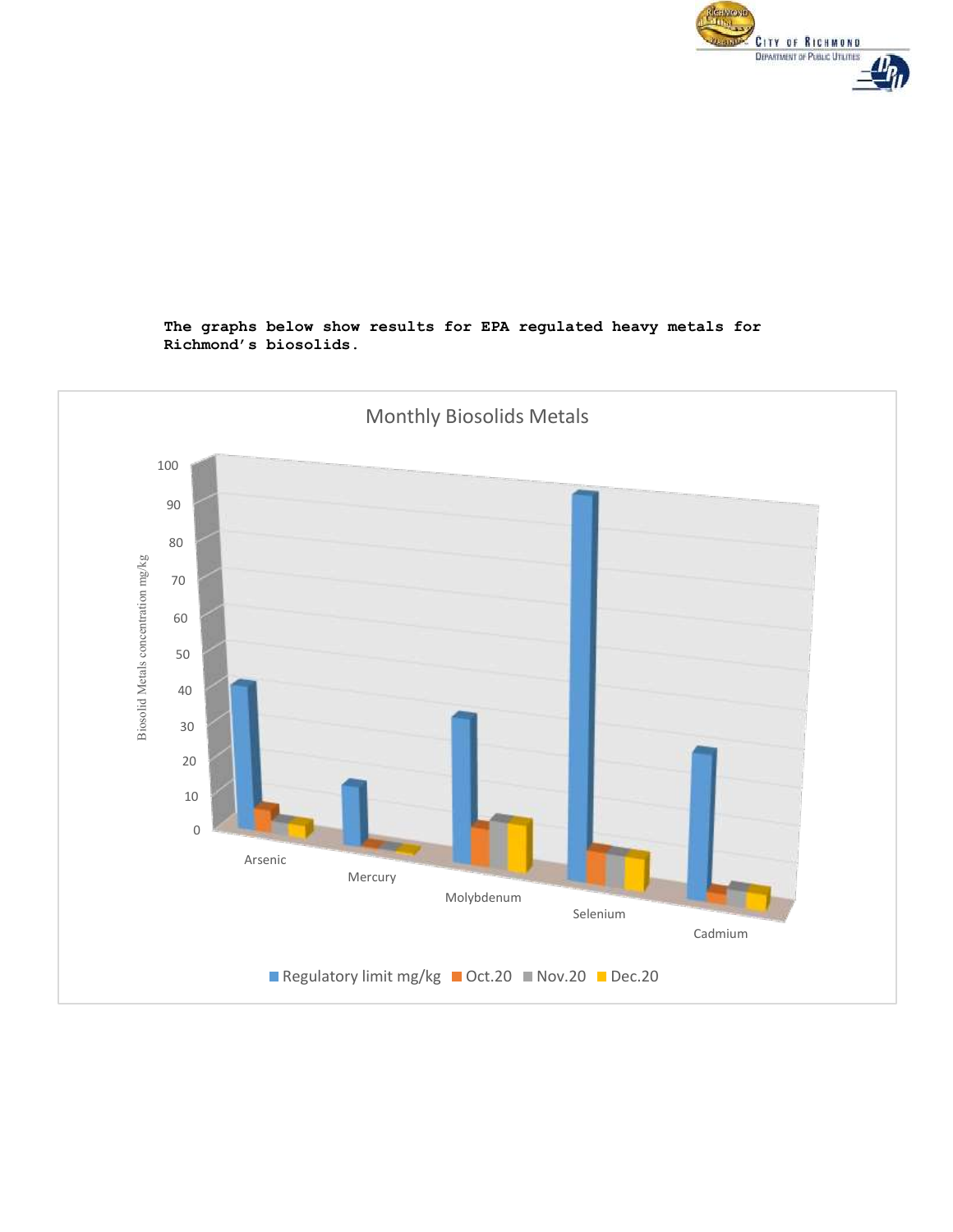**The graphs below show results for EPA regulated heavy metals for Richmond's biosolids.**

Monthly Biosolids Metals

Biosolid Metals concentration mg/kg

100
90
80
70
60
50
40
30
20
10
0

Arsenic Mercury Molybdenum Selenium Cadmium

Regulatory limit mg/kg Oct.20 Nov.20 Dec.20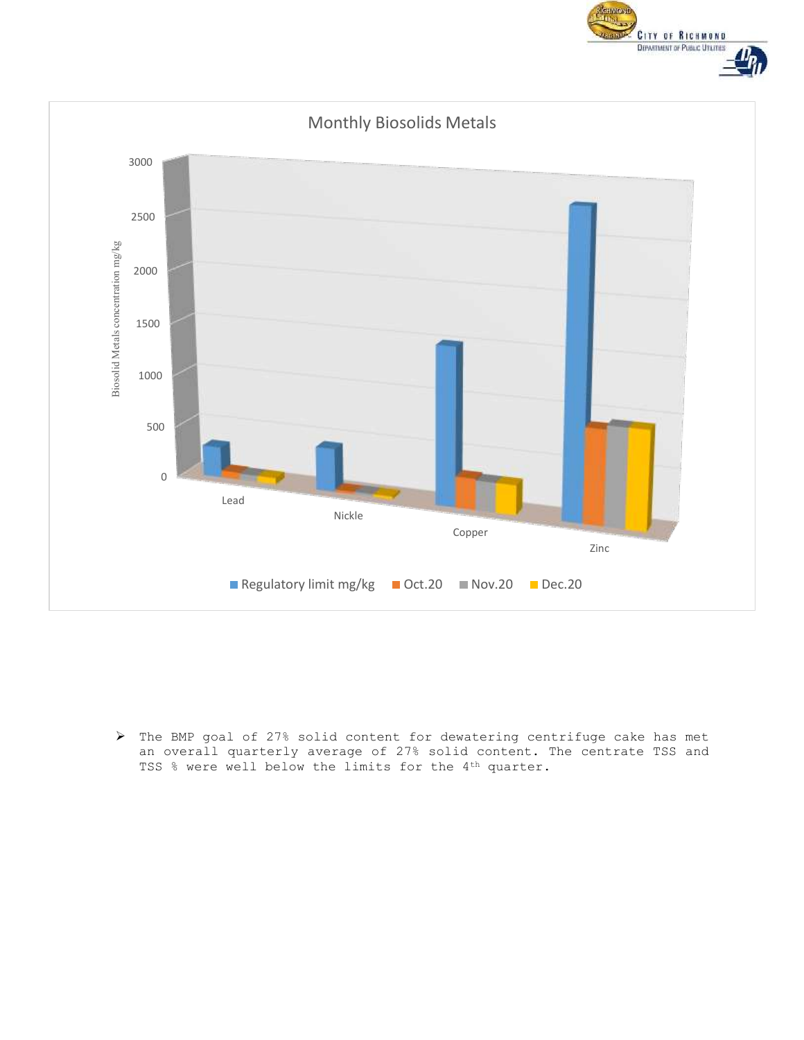Monthly Biosolids Metals

Biosolid Metals concentration mg/kg

3000
2500
2000
1500
1000
500
0

Lead
Nickle
Copper
Zinc

Regulatory limit mg/kg | Oct.20 | Nov.20 | Dec.20

- The BMP goal of 27% solid content for dewatering centrifuge cake has met an overall quarterly average of 27% solid content. The centrate TSS and TSS % were well below the limits for the 4th quarter.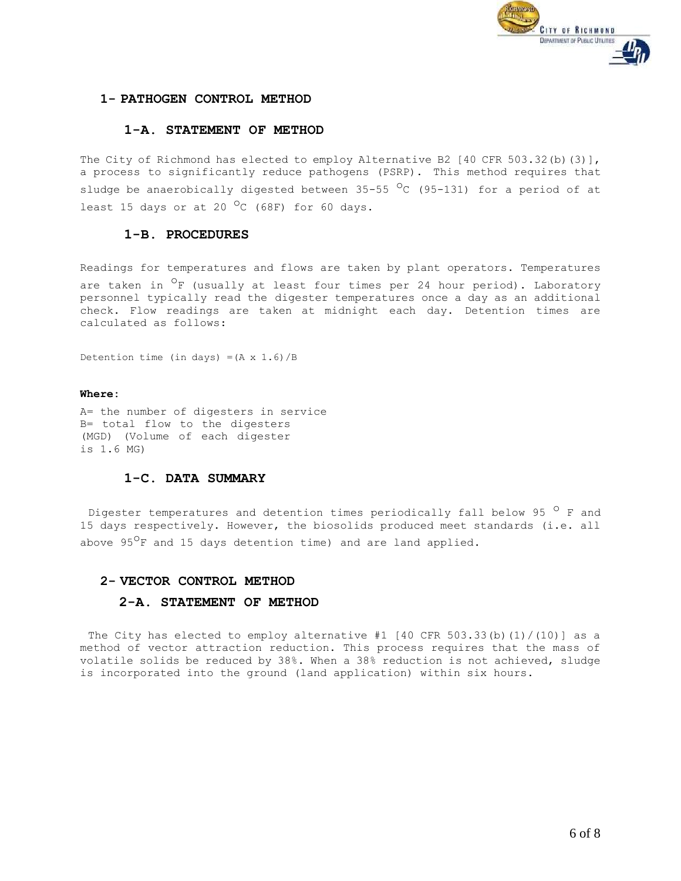# 1- PATHOGEN CONTROL METHOD

## 1-A. STATEMENT OF METHOD

The City of Richmond has elected to employ Alternative B2 [40 CFR 503.32(b)(3)], a process to significantly reduce pathogens (PSRP). This method requires that sludge be anaerobically digested between 35-55 $^{O}$C (95-131) for a period of at least 15 days or at 20 $^{O}$C (68F) for 60 days.

## 1-B. PROCEDURES

Readings for temperatures and flows are taken by plant operators. Temperatures are taken in $^{O}$F (usually at least four times per 24 hour period). Laboratory personnel typically read the digester temperatures once a day as an additional check. Flow readings are taken at midnight each day. Detention times are calculated as follows:

Detention time (in days) =(A x 1.6)/B

**Where:**

A= the number of digesters in service
B= total flow to the digesters (MGD) (Volume of each digester is 1.6 MG)

## 1-C. DATA SUMMARY

Digester temperatures and detention times periodically fall below 95 $^{O}$ F and 15 days respectively. However, the biosolids produced meet standards (i.e. all above 95$^{O}$F and 15 days detention time) and are land applied.

# 2- VECTOR CONTROL METHOD

## 2-A. STATEMENT OF METHOD

The City has elected to employ alternative #1 [40 CFR 503.33(b)(1)/(10)] as a method of vector attraction reduction. This process requires that the mass of volatile solids be reduced by 38%. When a 38% reduction is not achieved, sludge is incorporated into the ground (land application) within six hours.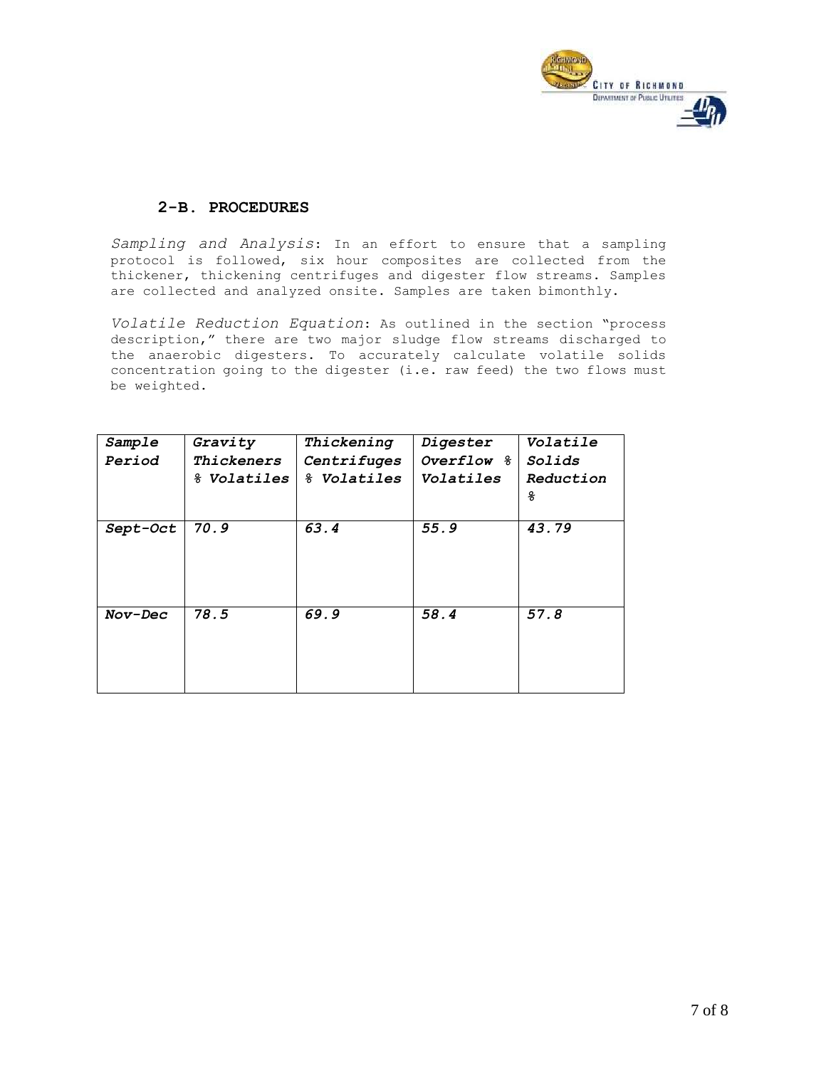## 2-B. PROCEDURES

*Sampling and Analysis*: In an effort to ensure that a sampling protocol is followed, six hour composites are collected from the thickener, thickening centrifuges and digester flow streams. Samples are collected and analyzed onsite. Samples are taken bimonthly.

*Volatile Reduction Equation*: As outlined in the section "process description," there are two major sludge flow streams discharged to the anaerobic digesters. To accurately calculate volatile solids concentration going to the digester (i.e. raw feed) the two flows must be weighted.

| *Sample Period* | *Gravity Thickeners % Volatiles* | *Thickening Centrifuges % Volatiles* | *Digester Overflow % Volatiles* | *Volatile Solids Reduction %* |
|---|---|---|---|---|
| *Sept-Oct* | *70.9* | *63.4* | *55.9* | *43.79* |
| *Nov-Dec* | *78.5* | *69.9* | *58.4* | *57.8* |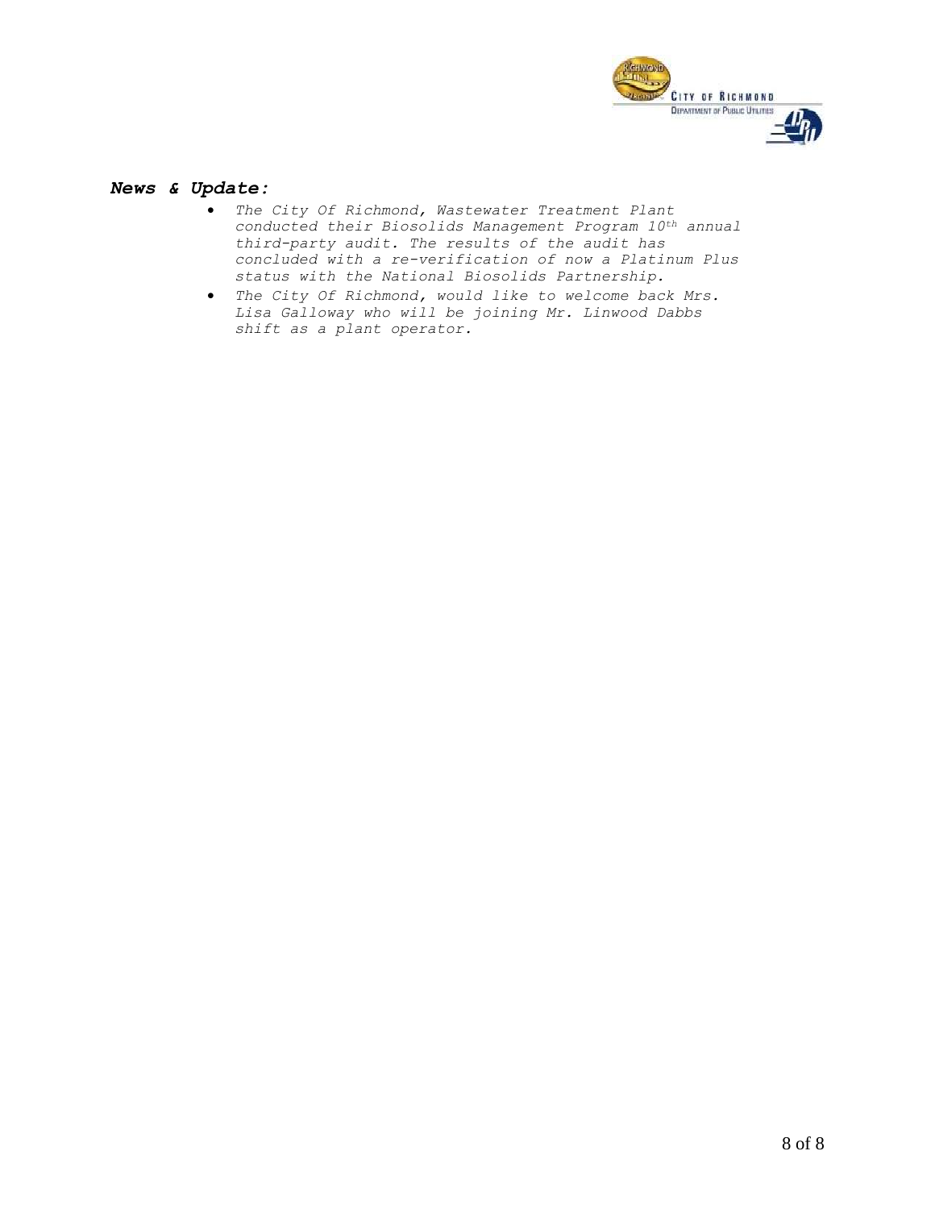***News & Update:***

- *The City Of Richmond, Wastewater Treatment Plant conducted their Biosolids Management Program 10th annual third-party audit. The results of the audit has concluded with a re-verification of now a Platinum Plus status with the National Biosolids Partnership.*
- *The City Of Richmond, would like to welcome back Mrs. Lisa Galloway who will be joining Mr. Linwood Dabbs shift as a plant operator.*